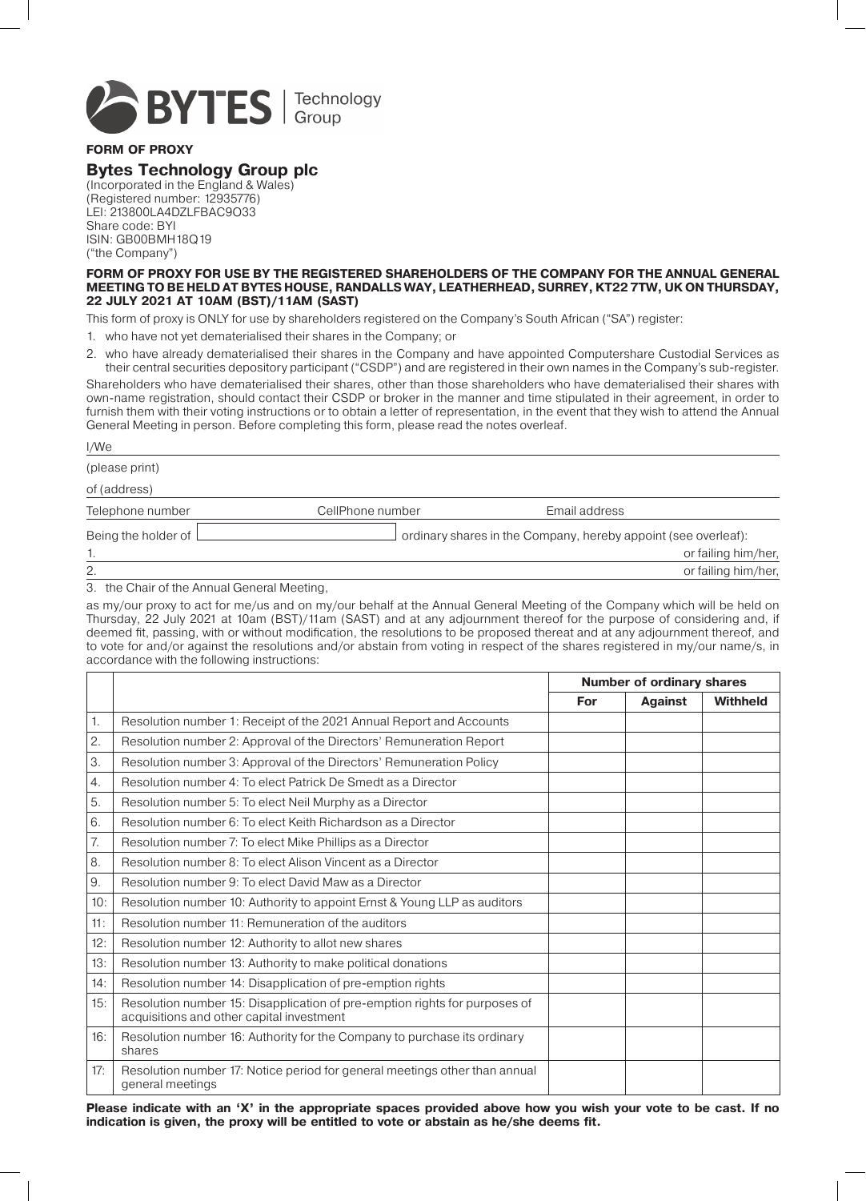BYTES | Technology Group

**FORM OF PROXY**

## Bytes Technology Group plc

(Incorporated in the England & Wales)
(Registered number: 12935776)
LEI: 213800LA4DZLFBAC9O33
Share code: BYI
ISIN: GB00BMH18Q19
("the Company")

**FORM OF PROXY FOR USE BY THE REGISTERED SHAREHOLDERS OF THE COMPANY FOR THE ANNUAL GENERAL MEETING TO BE HELD AT BYTES HOUSE, RANDALLS WAY, LEATHERHEAD, SURREY, KT22 7TW, UK ON THURSDAY, 22 JULY 2021 AT 10AM (BST)/11AM (SAST)**

This form of proxy is ONLY for use by shareholders registered on the Company's South African ("SA") register:

1. who have not yet dematerialised their shares in the Company; or
2. who have already dematerialised their shares in the Company and have appointed Computershare Custodial Services as their central securities depository participant ("CSDP") and are registered in their own names in the Company's sub-register.

Shareholders who have dematerialised their shares, other than those shareholders who have dematerialised their shares with own-name registration, should contact their CSDP or broker in the manner and time stipulated in their agreement, in order to furnish them with their voting instructions or to obtain a letter of representation, in the event that they wish to attend the Annual General Meeting in person. Before completing this form, please read the notes overleaf.

I/We

(please print)

of (address)

Telephone number CellPhone number Email address

Being the holder of ______________ ordinary shares in the Company, hereby appoint (see overleaf):

1. ______________________________ or failing him/her,
2. ______________________________ or failing him/her,
3. the Chair of the Annual General Meeting,

as my/our proxy to act for me/us and on my/our behalf at the Annual General Meeting of the Company which will be held on Thursday, 22 July 2021 at 10am (BST)/11am (SAST) and at any adjournment thereof for the purpose of considering and, if deemed fit, passing, with or without modification, the resolutions to be proposed thereat and at any adjournment thereof, and to vote for and/or against the resolutions and/or abstain from voting in respect of the shares registered in my/our name/s, in accordance with the following instructions:

| | | Number of ordinary shares | | |
|---|---|---|---|---|
| | | **For** | **Against** | **Withheld** |
| 1. | Resolution number 1: Receipt of the 2021 Annual Report and Accounts | | | |
| 2. | Resolution number 2: Approval of the Directors' Remuneration Report | | | |
| 3. | Resolution number 3: Approval of the Directors' Remuneration Policy | | | |
| 4. | Resolution number 4: To elect Patrick De Smedt as a Director | | | |
| 5. | Resolution number 5: To elect Neil Murphy as a Director | | | |
| 6. | Resolution number 6: To elect Keith Richardson as a Director | | | |
| 7. | Resolution number 7: To elect Mike Phillips as a Director | | | |
| 8. | Resolution number 8: To elect Alison Vincent as a Director | | | |
| 9. | Resolution number 9: To elect David Maw as a Director | | | |
| 10: | Resolution number 10: Authority to appoint Ernst & Young LLP as auditors | | | |
| 11: | Resolution number 11: Remuneration of the auditors | | | |
| 12: | Resolution number 12: Authority to allot new shares | | | |
| 13: | Resolution number 13: Authority to make political donations | | | |
| 14: | Resolution number 14: Disapplication of pre-emption rights | | | |
| 15: | Resolution number 15: Disapplication of pre-emption rights for purposes of acquisitions and other capital investment | | | |
| 16: | Resolution number 16: Authority for the Company to purchase its ordinary shares | | | |
| 17: | Resolution number 17: Notice period for general meetings other than annual general meetings | | | |

**Please indicate with an 'X' in the appropriate spaces provided above how you wish your vote to be cast. If no indication is given, the proxy will be entitled to vote or abstain as he/she deems fit.**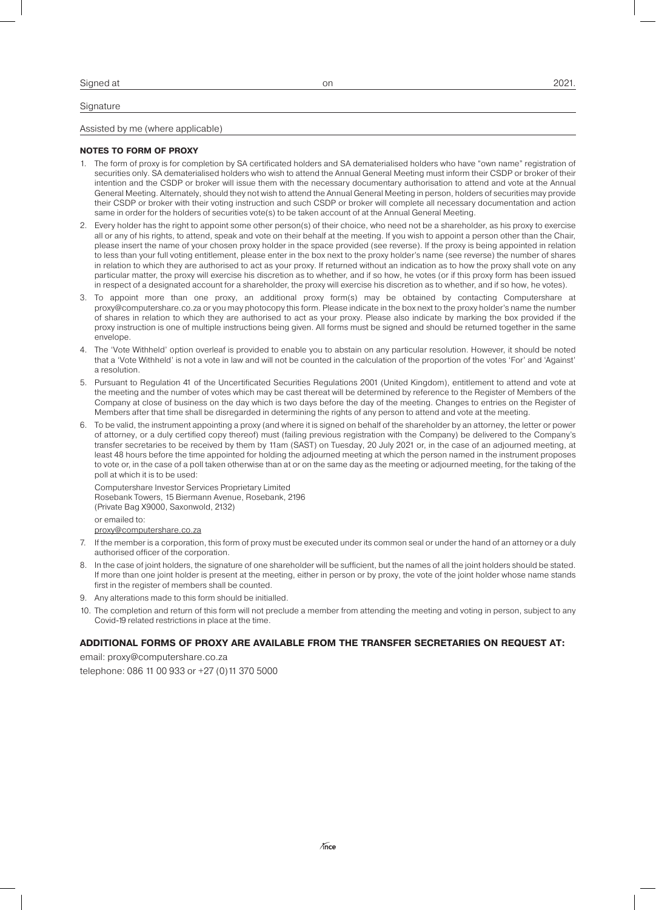Signed at ____________________ on ____________________ 2021.

Signature ____________________

Assisted by me (where applicable) ____________________

**NOTES TO FORM OF PROXY**

1. The form of proxy is for completion by SA certificated holders and SA dematerialised holders who have "own name" registration of securities only. SA dematerialised holders who wish to attend the Annual General Meeting must inform their CSDP or broker of their intention and the CSDP or broker will issue them with the necessary documentary authorisation to attend and vote at the Annual General Meeting. Alternately, should they not wish to attend the Annual General Meeting in person, holders of securities may provide their CSDP or broker with their voting instruction and such CSDP or broker will complete all necessary documentation and action same in order for the holders of securities vote(s) to be taken account of at the Annual General Meeting.
2. Every holder has the right to appoint some other person(s) of their choice, who need not be a shareholder, as his proxy to exercise all or any of his rights, to attend, speak and vote on their behalf at the meeting. If you wish to appoint a person other than the Chair, please insert the name of your chosen proxy holder in the space provided (see reverse). If the proxy is being appointed in relation to less than your full voting entitlement, please enter in the box next to the proxy holder's name (see reverse) the number of shares in relation to which they are authorised to act as your proxy. If returned without an indication as to how the proxy shall vote on any particular matter, the proxy will exercise his discretion as to whether, and if so how, he votes (or if this proxy form has been issued in respect of a designated account for a shareholder, the proxy will exercise his discretion as to whether, and if so how, he votes).
3. To appoint more than one proxy, an additional proxy form(s) may be obtained by contacting Computershare at proxy@computershare.co.za or you may photocopy this form. Please indicate in the box next to the proxy holder's name the number of shares in relation to which they are authorised to act as your proxy. Please also indicate by marking the box provided if the proxy instruction is one of multiple instructions being given. All forms must be signed and should be returned together in the same envelope.
4. The 'Vote Withheld' option overleaf is provided to enable you to abstain on any particular resolution. However, it should be noted that a 'Vote Withheld' is not a vote in law and will not be counted in the calculation of the proportion of the votes 'For' and 'Against' a resolution.
5. Pursuant to Regulation 41 of the Uncertificated Securities Regulations 2001 (United Kingdom), entitlement to attend and vote at the meeting and the number of votes which may be cast thereat will be determined by reference to the Register of Members of the Company at close of business on the day which is two days before the day of the meeting. Changes to entries on the Register of Members after that time shall be disregarded in determining the rights of any person to attend and vote at the meeting.
6. To be valid, the instrument appointing a proxy (and where it is signed on behalf of the shareholder by an attorney, the letter or power of attorney, or a duly certified copy thereof) must (failing previous registration with the Company) be delivered to the Company's transfer secretaries to be received by them by 11am (SAST) on Tuesday, 20 July 2021 or, in the case of an adjourned meeting, at least 48 hours before the time appointed for holding the adjourned meeting at which the person named in the instrument proposes to vote or, in the case of a poll taken otherwise than at or on the same day as the meeting or adjourned meeting, for the taking of the poll at which it is to be used:

   Computershare Investor Services Proprietary Limited
   Rosebank Towers, 15 Biermann Avenue, Rosebank, 2196
   (Private Bag X9000, Saxonwold, 2132)

   or emailed to:
   proxy@computershare.co.za
7. If the member is a corporation, this form of proxy must be executed under its common seal or under the hand of an attorney or a duly authorised officer of the corporation.
8. In the case of joint holders, the signature of one shareholder will be sufficient, but the names of all the joint holders should be stated. If more than one joint holder is present at the meeting, either in person or by proxy, the vote of the joint holder whose name stands first in the register of members shall be counted.
9. Any alterations made to this form should be initialled.
10. The completion and return of this form will not preclude a member from attending the meeting and voting in person, subject to any Covid-19 related restrictions in place at the time.

**ADDITIONAL FORMS OF PROXY ARE AVAILABLE FROM THE TRANSFER SECRETARIES ON REQUEST AT:**

email: proxy@computershare.co.za

telephone: 086 11 00 933 or +27 (0)11 370 5000